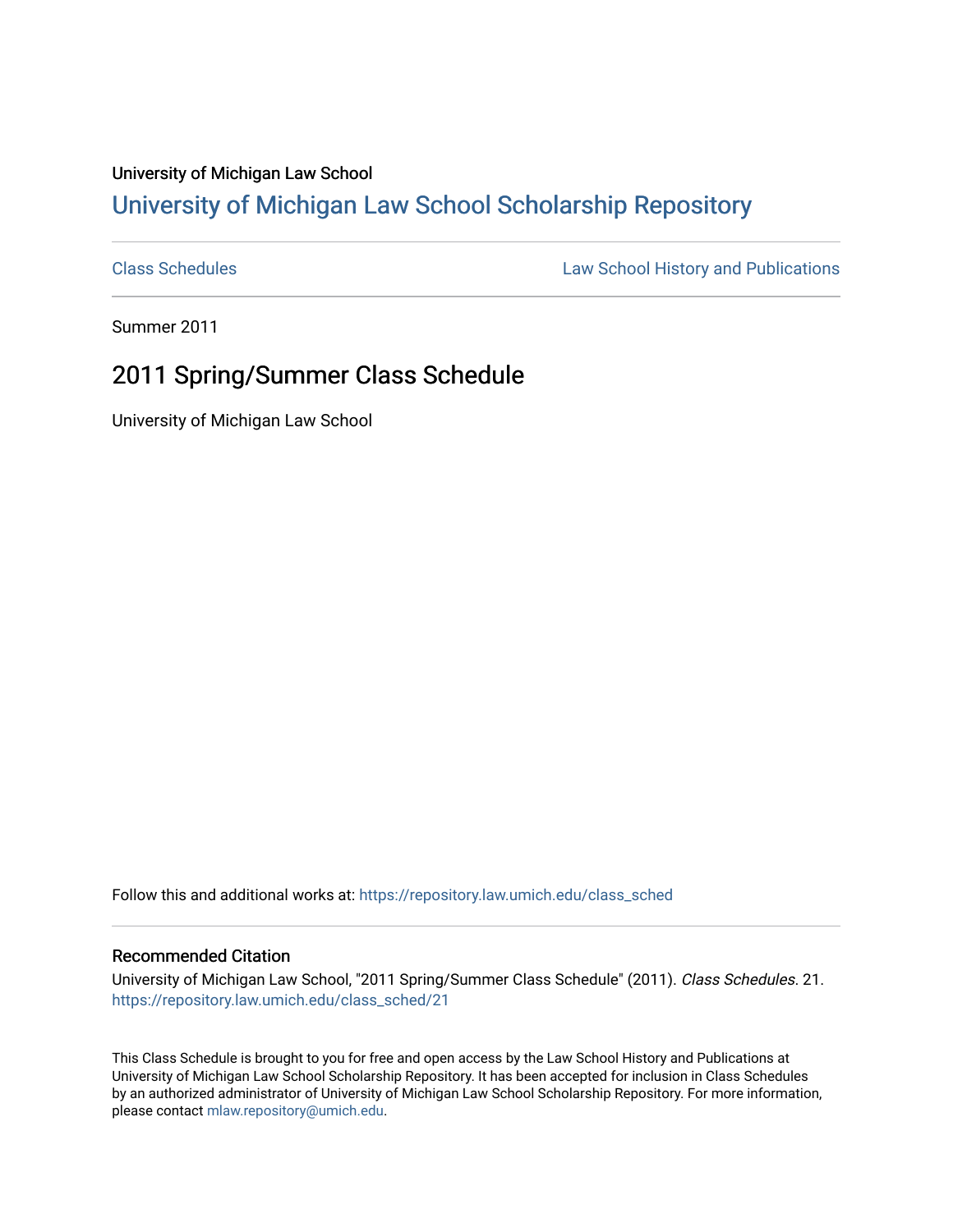University of Michigan Law School

# University of Michigan Law School Scholarship Repository

Class Schedules | Law School History and Publications

Summer 2011

## 2011 Spring/Summer Class Schedule

University of Michigan Law School

Follow this and additional works at: https://repository.law.umich.edu/class_sched

### Recommended Citation

University of Michigan Law School, "2011 Spring/Summer Class Schedule" (2011). *Class Schedules*. 21.
https://repository.law.umich.edu/class_sched/21

This Class Schedule is brought to you for free and open access by the Law School History and Publications at University of Michigan Law School Scholarship Repository. It has been accepted for inclusion in Class Schedules by an authorized administrator of University of Michigan Law School Scholarship Repository. For more information, please contact mlaw.repository@umich.edu.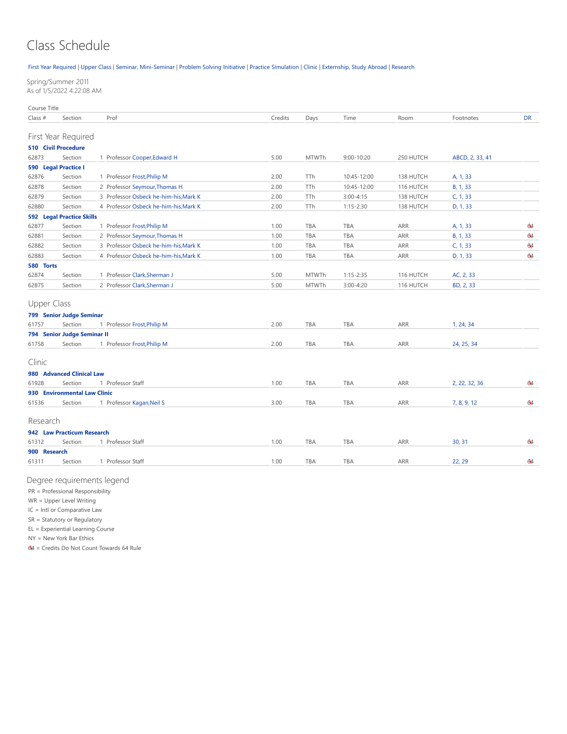# Class Schedule

First Year Required | Upper Class | Seminar, Mini-Seminar | Problem Solving Initiative | Practice Simulation | Clinic | Externship, Study Abroad | Research

Spring/Summer 2011
As of 1/5/2022 4:22:08 AM

| Class # | Section | Prof | Credits | Days | Time | Room | Footnotes | DR |
|---|---|---|---|---|---|---|---|---|
| **First Year Required** | | | | | | | | |
| **510 Civil Procedure** | | | | | | | | |
| 62873 | Section 1 | Professor Cooper,Edward H | 5.00 | MTWTh | 9:00-10:20 | 250 HUTCH | ABCD, 2, 33, 41 | |
| **590 Legal Practice I** | | | | | | | | |
| 62876 | Section 1 | Professor Frost,Philip M | 2.00 | TTh | 10:45-12:00 | 138 HUTCH | A, 1, 33 | |
| 62878 | Section 2 | Professor Seymour,Thomas H | 2.00 | TTh | 10:45-12:00 | 116 HUTCH | B, 1, 33 | |
| 62879 | Section 3 | Professor Osbeck he-him-his,Mark K | 2.00 | TTh | 3:00-4:15 | 138 HUTCH | C, 1, 33 | |
| 62880 | Section 4 | Professor Osbeck he-him-his,Mark K | 2.00 | TTh | 1:15-2:30 | 138 HUTCH | D, 1, 33 | |
| **592 Legal Practice Skills** | | | | | | | | |
| 62877 | Section 1 | Professor Frost,Philip M | 1.00 | TBA | TBA | ARR | A, 1, 33 | 64 |
| 62881 | Section 2 | Professor Seymour,Thomas H | 1.00 | TBA | TBA | ARR | B, 1, 33 | 64 |
| 62882 | Section 3 | Professor Osbeck he-him-his,Mark K | 1.00 | TBA | TBA | ARR | C, 1, 33 | 64 |
| 62883 | Section 4 | Professor Osbeck he-him-his,Mark K | 1.00 | TBA | TBA | ARR | D, 1, 33 | 64 |
| **580 Torts** | | | | | | | | |
| 62874 | Section 1 | Professor Clark,Sherman J | 5.00 | MTWTh | 1:15-2:35 | 116 HUTCH | AC, 2, 33 | |
| 62875 | Section 2 | Professor Clark,Sherman J | 5.00 | MTWTh | 3:00-4:20 | 116 HUTCH | BD, 2, 33 | |
| **Upper Class** | | | | | | | | |
| **799 Senior Judge Seminar** | | | | | | | | |
| 61757 | Section 1 | Professor Frost,Philip M | 2.00 | TBA | TBA | ARR | 1, 24, 34 | |
| **794 Senior Judge Seminar II** | | | | | | | | |
| 61758 | Section 1 | Professor Frost,Philip M | 2.00 | TBA | TBA | ARR | 24, 25, 34 | |
| **Clinic** | | | | | | | | |
| **980 Advanced Clinical Law** | | | | | | | | |
| 61928 | Section 1 | Professor Staff | 1.00 | TBA | TBA | ARR | 2, 22, 32, 36 | 64 |
| **930 Environmental Law Clinic** | | | | | | | | |
| 61536 | Section 1 | Professor Kagan,Neil S | 3.00 | TBA | TBA | ARR | 7, 8, 9, 12 | 64 |
| **Research** | | | | | | | | |
| **942 Law Practicum Research** | | | | | | | | |
| 61312 | Section 1 | Professor Staff | 1.00 | TBA | TBA | ARR | 30, 31 | 64 |
| **900 Research** | | | | | | | | |
| 61311 | Section 1 | Professor Staff | 1.00 | TBA | TBA | ARR | 22, 29 | 64 |

## Degree requirements legend

PR = Professional Responsibility
WR = Upper Level Writing
IC = Intl or Comparative Law
SR = Statutory or Regulatory
EL = Experiential Learning Course
NY = New York Bar Ethics
64 = Credits Do Not Count Towards 64 Rule